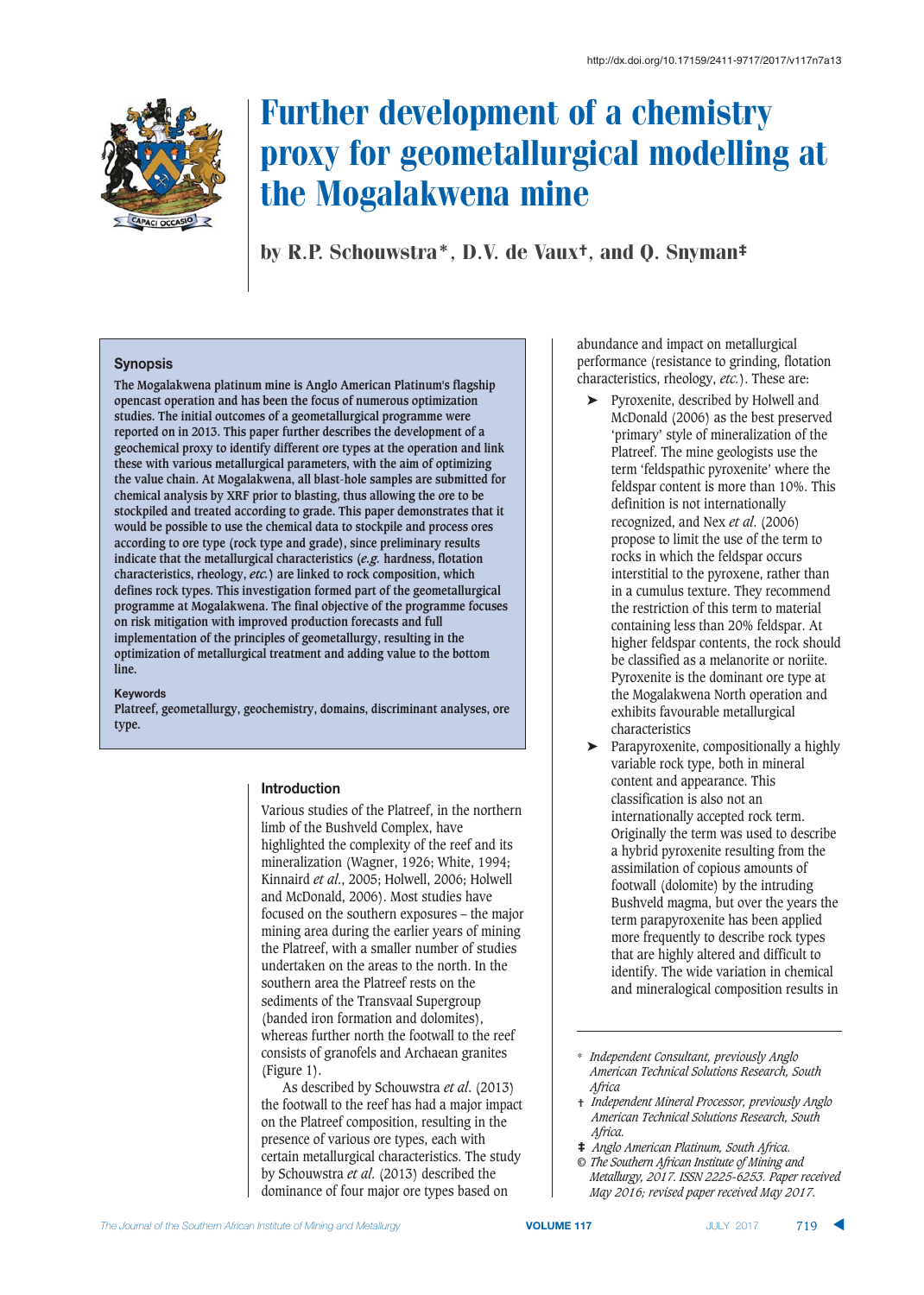http://dx.doi.org/10.17159/2411-9717/2017/v117n7a13

# Further development of a chemistry proxy for geometallurgical modelling at the Mogalakwena mine

by R.P. Schouwstra*, D.V. de Vaux†, and Q. Snyman‡

## Synopsis

The Mogalakwena platinum mine is Anglo American Platinum's flagship opencast operation and has been the focus of numerous optimization studies. The initial outcomes of a geometallurgical programme were reported on in 2013. This paper further describes the development of a geochemical proxy to identify different ore types at the operation and link these with various metallurgical parameters, with the aim of optimizing the value chain. At Mogalakwena, all blast-hole samples are submitted for chemical analysis by XRF prior to blasting, thus allowing the ore to be stockpiled and treated according to grade. This paper demonstrates that it would be possible to use the chemical data to stockpile and process ores according to ore type (rock type and grade), since preliminary results indicate that the metallurgical characteristics (*e.g.* hardness, flotation characteristics, rheology, *etc.*) are linked to rock composition, which defines rock types. This investigation formed part of the geometallurgical programme at Mogalakwena. The final objective of the programme focuses on risk mitigation with improved production forecasts and full implementation of the principles of geometallurgy, resulting in the optimization of metallurgical treatment and adding value to the bottom line.

### Keywords

Platreef, geometallurgy, geochemistry, domains, discriminant analyses, ore type.

## Introduction

Various studies of the Platreef, in the northern limb of the Bushveld Complex, have highlighted the complexity of the reef and its mineralization (Wagner, 1926; White, 1994; Kinnaird *et al.*, 2005; Holwell, 2006; Holwell and McDonald, 2006). Most studies have focused on the southern exposures – the major mining area during the earlier years of mining the Platreef, with a smaller number of studies undertaken on the areas to the north. In the southern area the Platreef rests on the sediments of the Transvaal Supergroup (banded iron formation and dolomites), whereas further north the footwall to the reef consists of granofels and Archaean granites (Figure 1).

As described by Schouwstra *et al.* (2013) the footwall to the reef has had a major impact on the Platreef composition, resulting in the presence of various ore types, each with certain metallurgical characteristics. The study by Schouwstra *et al.* (2013) described the dominance of four major ore types based on abundance and impact on metallurgical performance (resistance to grinding, flotation characteristics, rheology, *etc.*). These are:

- Pyroxenite, described by Holwell and McDonald (2006) as the best preserved 'primary' style of mineralization of the Platreef. The mine geologists use the term 'feldspathic pyroxenite' where the feldspar content is more than 10%. This definition is not internationally recognized, and Nex *et al.* (2006) propose to limit the use of the term to rocks in which the feldspar occurs interstitial to the pyroxene, rather than in a cumulus texture. They recommend the restriction of this term to material containing less than 20% feldspar. At higher feldspar contents, the rock should be classified as a melanorite or norite. Pyroxenite is the dominant ore type at the Mogalakwena North operation and exhibits favourable metallurgical characteristics
- Parapyroxenite, compositionally a highly variable rock type, both in mineral content and appearance. This classification is also not an internationally accepted rock term. Originally the term was used to describe a hybrid pyroxenite resulting from the assimilation of copious amounts of footwall (dolomite) by the intruding Bushveld magma, but over the years the term parapyroxenite has been applied more frequently to describe rock types that are highly altered and difficult to identify. The wide variation in chemical and mineralogical composition results in

\* Independent Consultant, previously Anglo American Technical Solutions Research, South Africa

† Independent Mineral Processor, previously Anglo American Technical Solutions Research, South Africa.

‡ Anglo American Platinum, South Africa.

© The Southern African Institute of Mining and Metallurgy, 2017. ISSN 2225-6253. Paper received May 2016; revised paper received May 2017.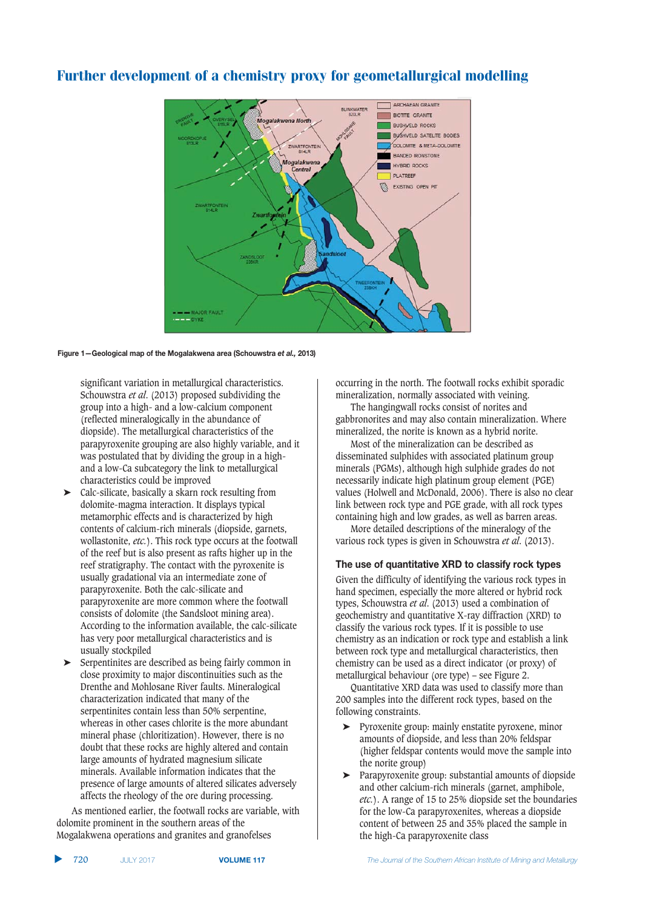Figure 1—Geological map of the Mogalakwena area (Schouwstra *et al.*, 2013)

significant variation in metallurgical characteristics. Schouwstra *et al.* (2013) proposed subdividing the group into a high- and a low-calcium component (reflected mineralogically in the abundance of diopside). The metallurgical characteristics of the parapyroxenite grouping are also highly variable, and it was postulated that by dividing the group in a high- and a low-Ca subcategory the link to metallurgical characteristics could be improved

- Calc-silicate, basically a skarn rock resulting from dolomite-magma interaction. It displays typical metamorphic effects and is characterized by high contents of calcium-rich minerals (diopside, garnets, wollastonite, *etc.*). This rock type occurs at the footwall of the reef but is also present as rafts higher up in the reef stratigraphy. The contact with the pyroxenite is usually gradational via an intermediate zone of parapyroxenite. Both the calc-silicate and parapyroxenite are more common where the footwall consists of dolomite (the Sandsloot mining area). According to the information available, the calc-silicate has very poor metallurgical characteristics and is usually stockpiled
- Serpentinites are described as being fairly common in close proximity to major discontinuities such as the Drenthe and Mohlosane River faults. Mineralogical characterization indicated that many of the serpentinites contain less than 50% serpentine, whereas in other cases chlorite is the more abundant mineral phase (chloritization). However, there is no doubt that these rocks are highly altered and contain large amounts of hydrated magnesium silicate minerals. Available information indicates that the presence of large amounts of altered silicates adversely affects the rheology of the ore during processing.

As mentioned earlier, the footwall rocks are variable, with dolomite prominent in the southern areas of the Mogalakwena operations and granites and granofelses occurring in the north. The footwall rocks exhibit sporadic mineralization, normally associated with veining.

The hangingwall rocks consist of norites and gabbronorites and may also contain mineralization. Where mineralized, the norite is known as a hybrid norite.

Most of the mineralization can be described as disseminated sulphides with associated platinum group minerals (PGMs), although high sulphide grades do not necessarily indicate high platinum group element (PGE) values (Holwell and McDonald, 2006). There is also no clear link between rock type and PGE grade, with all rock types containing high and low grades, as well as barren areas.

More detailed descriptions of the mineralogy of the various rock types is given in Schouwstra *et al.* (2013).

## The use of quantitative XRD to classify rock types

Given the difficulty of identifying the various rock types in hand specimen, especially the more altered or hybrid rock types, Schouwstra *et al.* (2013) used a combination of geochemistry and quantitative X-ray diffraction (XRD) to classify the various rock types. If it is possible to use chemistry as an indication or rock type and establish a link between rock type and metallurgical characteristics, then chemistry can be used as a direct indicator (or proxy) of metallurgical behaviour (ore type) – see Figure 2.

Quantitative XRD data was used to classify more than 200 samples into the different rock types, based on the following constraints.

- Pyroxenite group: mainly enstatite pyroxene, minor amounts of diopside, and less than 20% feldspar (higher feldspar contents would move the sample into the norite group)
- Parapyroxenite group: substantial amounts of diopside and other calcium-rich minerals (garnet, amphibole, *etc.*). A range of 15 to 25% diopside set the boundaries for the low-Ca parapyroxenites, whereas a diopside content of between 25 and 35% placed the sample in the high-Ca parapyroxenite class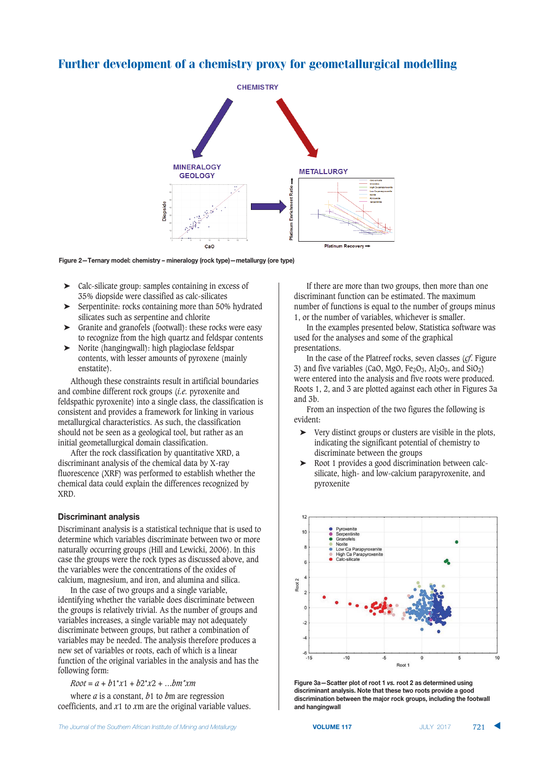Figure 2—Ternary model: chemistry – mineralogy (rock type)—metallurgy (ore type)

- Calc-silicate group: samples containing in excess of 35% diopside were classified as calc-silicates
- Serpentinite: rocks containing more than 50% hydrated silicates such as serpentine and chlorite
- Granite and granofels (footwall): these rocks were easy to recognize from the high quartz and feldspar contents
- Norite (hangingwall): high plagioclase feldspar contents, with lesser amounts of pyroxene (mainly enstatite).

Although these constraints result in artificial boundaries and combine different rock groups (*i.e.* pyroxenite and feldspathic pyroxenite) into a single class, the classification is consistent and provides a framework for linking in various metallurgical characteristics. As such, the classification should not be seen as a geological tool, but rather as an initial geometallurgical domain classification.

After the rock classification by quantitative XRD, a discriminant analysis of the chemical data by X-ray fluorescence (XRF) was performed to establish whether the chemical data could explain the differences recognized by XRD.

## Discriminant analysis

Discriminant analysis is a statistical technique that is used to determine which variables discriminate between two or more naturally occurring groups (Hill and Lewicki, 2006). In this case the groups were the rock types as discussed above, and the variables were the concentrations of the oxides of calcium, magnesium, and iron, and alumina and silica.

In the case of two groups and a single variable, identifying whether the variable does discriminate between the groups is relatively trivial. As the number of groups and variables increases, a single variable may not adequately discriminate between groups, but rather a combination of variables may be needed. The analysis therefore produces a new set of variables or roots, each of which is a linear function of the original variables in the analysis and has the following form:

$$Root = a + b1^{*}x1 + b2^{*}x2 + \ldots bm^{*}xm$$

where $a$ is a constant, $b1$ to $bm$ are regression coefficients, and $x1$ to $xm$ are the original variable values.

If there are more than two groups, then more than one discriminant function can be estimated. The maximum number of functions is equal to the number of groups minus 1, or the number of variables, whichever is smaller.

In the examples presented below, Statistica software was used for the analyses and some of the graphical presentations.

In the case of the Platreef rocks, seven classes (*cf.* Figure 3) and five variables (CaO, MgO, $Fe_2O_3$, $Al_2O_3$, and $SiO_2$) were entered into the analysis and five roots were produced. Roots 1, 2, and 3 are plotted against each other in Figures 3a and 3b.

From an inspection of the two figures the following is evident:

- Very distinct groups or clusters are visible in the plots, indicating the significant potential of chemistry to discriminate between the groups
- Root 1 provides a good discrimination between calc-silicate, high- and low-calcium parapyroxenite, and pyroxenite

Figure 3a—Scatter plot of root 1 *vs.* root 2 as determined using discriminant analysis. Note that these two roots provide a good discrimination between the major rock groups, including the footwall and hangingwall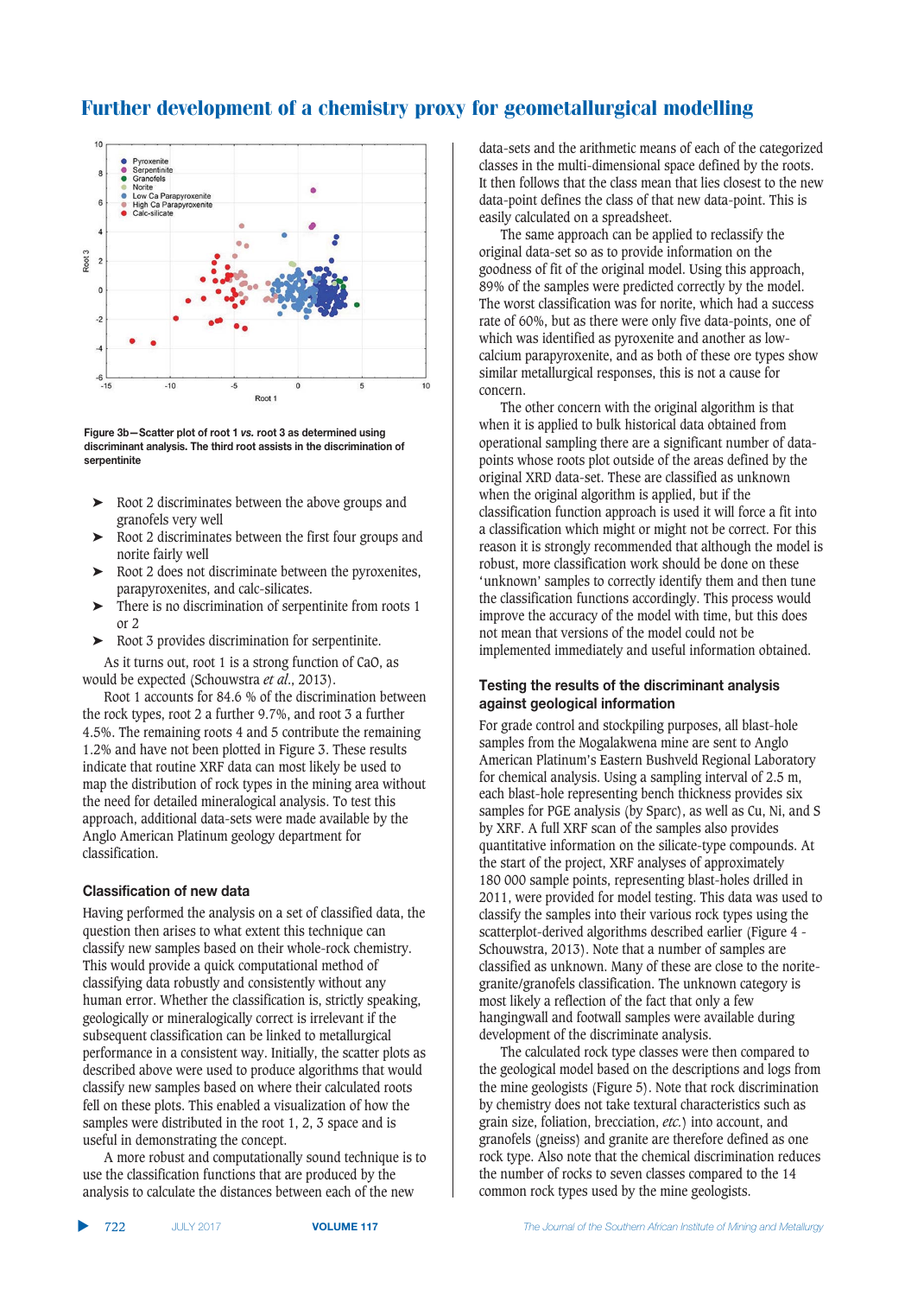Figure 3b—Scatter plot of root 1 *vs.* root 3 as determined using discriminant analysis. The third root assists in the discrimination of serpentinite

- ➤ Root 2 discriminates between the above groups and granofels very well
- ➤ Root 2 discriminates between the first four groups and norite fairly well
- ➤ Root 2 does not discriminate between the pyroxenites, parapyroxenites, and calc-silicates.
- ➤ There is no discrimination of serpentinite from roots 1 or 2
- ➤ Root 3 provides discrimination for serpentinite.

As it turns out, root 1 is a strong function of CaO, as would be expected (Schouwstra *et al.*, 2013).

Root 1 accounts for 84.6 % of the discrimination between the rock types, root 2 a further 9.7%, and root 3 a further 4.5%. The remaining roots 4 and 5 contribute the remaining 1.2% and have not been plotted in Figure 3. These results indicate that routine XRF data can most likely be used to map the distribution of rock types in the mining area without the need for detailed mineralogical analysis. To test this approach, additional data-sets were made available by the Anglo American Platinum geology department for classification.

### Classification of new data

Having performed the analysis on a set of classified data, the question then arises to what extent this technique can classify new samples based on their whole-rock chemistry. This would provide a quick computational method of classifying data robustly and consistently without any human error. Whether the classification is, strictly speaking, geologically or mineralogically correct is irrelevant if the subsequent classification can be linked to metallurgical performance in a consistent way. Initially, the scatter plots as described above were used to produce algorithms that would classify new samples based on where their calculated roots fell on these plots. This enabled a visualization of how the samples were distributed in the root 1, 2, 3 space and is useful in demonstrating the concept.

A more robust and computationally sound technique is to use the classification functions that are produced by the analysis to calculate the distances between each of the new data-sets and the arithmetic means of each of the categorized classes in the multi-dimensional space defined by the roots. It then follows that the class mean that lies closest to the new data-point defines the class of that new data-point. This is easily calculated on a spreadsheet.

The same approach can be applied to reclassify the original data-set so as to provide information on the goodness of fit of the original model. Using this approach, 89% of the samples were predicted correctly by the model. The worst classification was for norite, which had a success rate of 60%, but as there were only five data-points, one of which was identified as pyroxenite and another as low-calcium parapyroxenite, and as both of these ore types show similar metallurgical responses, this is not a cause for concern.

The other concern with the original algorithm is that when it is applied to bulk historical data obtained from operational sampling there are a significant number of data-points whose roots plot outside of the areas defined by the original XRD data-set. These are classified as unknown when the original algorithm is applied, but if the classification function approach is used it will force a fit into a classification which might or might not be correct. For this reason it is strongly recommended that although the model is robust, more classification work should be done on these 'unknown' samples to correctly identify them and then tune the classification functions accordingly. This process would improve the accuracy of the model with time, but this does not mean that versions of the model could not be implemented immediately and useful information obtained.

### Testing the results of the discriminant analysis against geological information

For grade control and stockpiling purposes, all blast-hole samples from the Mogalakwena mine are sent to Anglo American Platinum's Eastern Bushveld Regional Laboratory for chemical analysis. Using a sampling interval of 2.5 m, each blast-hole representing bench thickness provides six samples for PGE analysis (by Sparc), as well as Cu, Ni, and S by XRF. A full XRF scan of the samples also provides quantitative information on the silicate-type compounds. At the start of the project, XRF analyses of approximately 180 000 sample points, representing blast-holes drilled in 2011, were provided for model testing. This data was used to classify the samples into their various rock types using the scatterplot-derived algorithms described earlier (Figure 4 - Schouwstra, 2013). Note that a number of samples are classified as unknown. Many of these are close to the norite-granite/granofels classification. The unknown category is most likely a reflection of the fact that only a few hangingwall and footwall samples were available during development of the discriminate analysis.

The calculated rock type classes were then compared to the geological model based on the descriptions and logs from the mine geologists (Figure 5). Note that rock discrimination by chemistry does not take textural characteristics such as grain size, foliation, brecciation, *etc.*) into account, and granofels (gneiss) and granite are therefore defined as one rock type. Also note that the chemical discrimination reduces the number of rocks to seven classes compared to the 14 common rock types used by the mine geologists.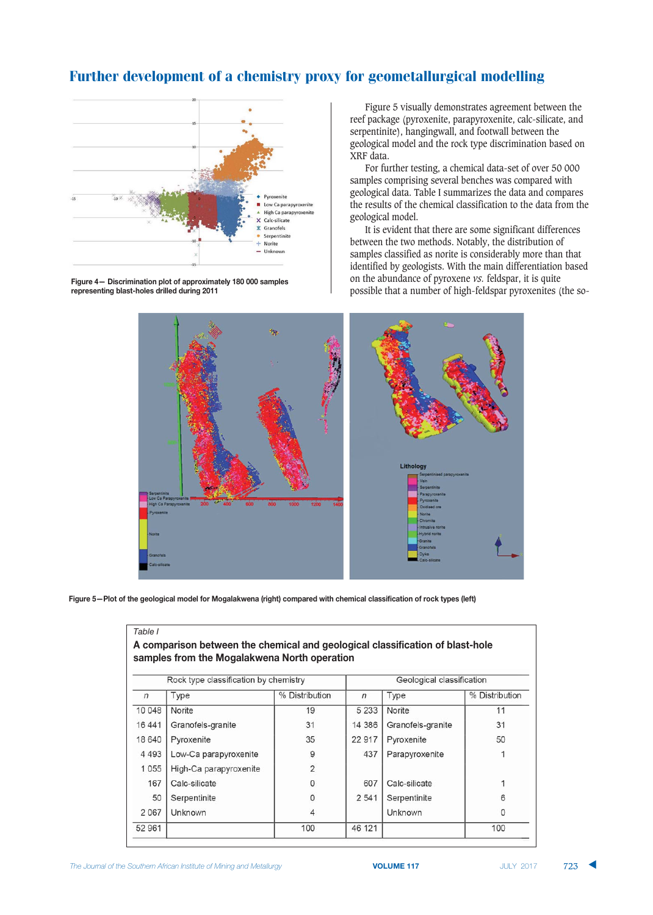Figure 4— Discrimination plot of approximately 180 000 samples representing blast-holes drilled during 2011

Figure 5 visually demonstrates agreement between the reef package (pyroxenite, parapyroxenite, calc-silicate, and serpentinite), hangingwall, and footwall between the geological model and the rock type discrimination based on XRF data.

For further testing, a chemical data-set of over 50 000 samples comprising several benches was compared with geological data. Table I summarizes the data and compares the results of the chemical classification to the data from the geological model.

It is evident that there are some significant differences between the two methods. Notably, the distribution of samples classified as norite is considerably more than that identified by geologists. With the main differentiation based on the abundance of pyroxene *vs.* feldspar, it is quite possible that a number of high-feldspar pyroxenites (the so-

Figure 5—Plot of the geological model for Mogalakwena (right) compared with chemical classification of rock types (left)

*Table I*

**A comparison between the chemical and geological classification of blast-hole samples from the Mogalakwena North operation**

| Rock type classification by chemistry | | | Geological classification | | |
|---|---|---|---|---|---|
| *n* | Type | % Distribution | *n* | Type | % Distribution |
| 10 048 | Norite | 19 | 5 233 | Norite | 11 |
| 16 441 | Granofels-granite | 31 | 14 386 | Granofels-granite | 31 |
| 18 640 | Pyroxenite | 35 | 22 917 | Pyroxenite | 50 |
| 4 493 | Low-Ca parapyroxenite | 9 | 437 | Parapyroxenite | 1 |
| 1 055 | High-Ca parapyroxenite | 2 | | | |
| 167 | Calc-silicate | 0 | 607 | Calc-silicate | 1 |
| 50 | Serpentinite | 0 | 2 541 | Serpentinite | 6 |
| 2 067 | Unknown | 4 | | Unknown | 0 |
| 52 961 | | 100 | 46 121 | | 100 |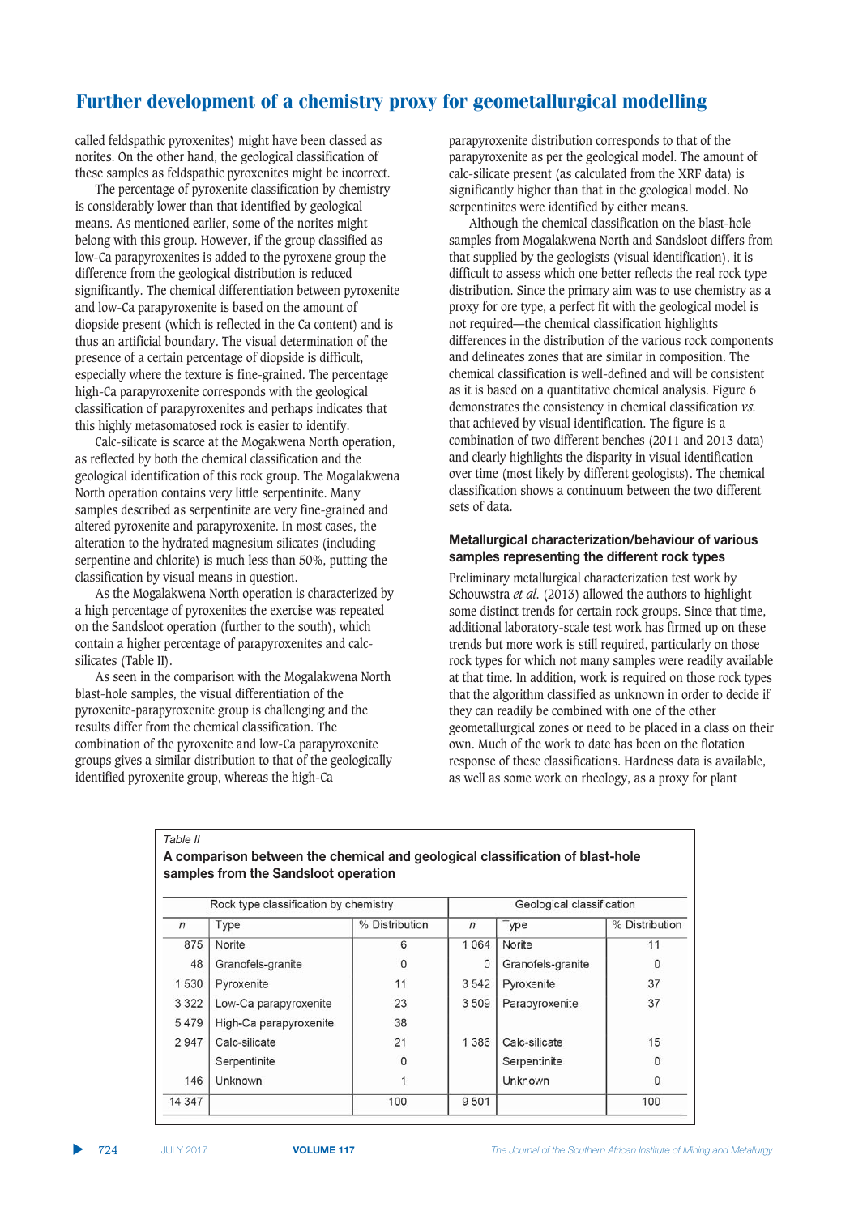called feldspathic pyroxenites) might have been classed as norites. On the other hand, the geological classification of these samples as feldspathic pyroxenites might be incorrect.

The percentage of pyroxenite classification by chemistry is considerably lower than that identified by geological means. As mentioned earlier, some of the norites might belong with this group. However, if the group classified as low-Ca parapyroxenites is added to the pyroxene group the difference from the geological distribution is reduced significantly. The chemical differentiation between pyroxenite and low-Ca parapyroxenite is based on the amount of diopside present (which is reflected in the Ca content) and is thus an artificial boundary. The visual determination of the presence of a certain percentage of diopside is difficult, especially where the texture is fine-grained. The percentage high-Ca parapyroxenite corresponds with the geological classification of parapyroxenites and perhaps indicates that this highly metasomatosed rock is easier to identify.

Calc-silicate is scarce at the Mogakwena North operation, as reflected by both the chemical classification and the geological identification of this rock group. The Mogalakwena North operation contains very little serpentinite. Many samples described as serpentinite are very fine-grained and altered pyroxenite and parapyroxenite. In most cases, the alteration to the hydrated magnesium silicates (including serpentine and chlorite) is much less than 50%, putting the classification by visual means in question.

As the Mogalakwena North operation is characterized by a high percentage of pyroxenites the exercise was repeated on the Sandsloot operation (further to the south), which contain a higher percentage of parapyroxenites and calc-silicates (Table II).

As seen in the comparison with the Mogalakwena North blast-hole samples, the visual differentiation of the pyroxenite-parapyroxenite group is challenging and the results differ from the chemical classification. The combination of the pyroxenite and low-Ca parapyroxenite groups gives a similar distribution to that of the geologically identified pyroxenite group, whereas the high-Ca parapyroxenite distribution corresponds to that of the parapyroxenite as per the geological model. The amount of calc-silicate present (as calculated from the XRF data) is significantly higher than that in the geological model. No serpentinites were identified by either means.

Although the chemical classification on the blast-hole samples from Mogalakwena North and Sandsloot differs from that supplied by the geologists (visual identification), it is difficult to assess which one better reflects the real rock type distribution. Since the primary aim was to use chemistry as a proxy for ore type, a perfect fit with the geological model is not required—the chemical classification highlights differences in the distribution of the various rock components and delineates zones that are similar in composition. The chemical classification is well-defined and will be consistent as it is based on a quantitative chemical analysis. Figure 6 demonstrates the consistency in chemical classification *vs.* that achieved by visual identification. The figure is a combination of two different benches (2011 and 2013 data) and clearly highlights the disparity in visual identification over time (most likely by different geologists). The chemical classification shows a continuum between the two different sets of data.

### Metallurgical characterization/behaviour of various samples representing the different rock types

Preliminary metallurgical characterization test work by Schouwstra *et al.* (2013) allowed the authors to highlight some distinct trends for certain rock groups. Since that time, additional laboratory-scale test work has firmed up on these trends but more work is still required, particularly on those rock types for which not many samples were readily available at that time. In addition, work is required on those rock types that the algorithm classified as unknown in order to decide if they can readily be combined with one of the other geometallurgical zones or need to be placed in a class on their own. Much of the work to date has been on the flotation response of these classifications. Hardness data is available, as well as some work on rheology, as a proxy for plant

Table II

**A comparison between the chemical and geological classification of blast-hole samples from the Sandsloot operation**

| Rock type classification by chemistry | | | Geological classification | | |
|---|---|---|---|---|---|
| *n* | Type | % Distribution | *n* | Type | % Distribution |
| 875 | Norite | 6 | 1 064 | Norite | 11 |
| 48 | Granofels-granite | 0 | 0 | Granofels-granite | 0 |
| 1 530 | Pyroxenite | 11 | 3 542 | Pyroxenite | 37 |
| 3 322 | Low-Ca parapyroxenite | 23 | 3 509 | Parapyroxenite | 37 |
| 5 479 | High-Ca parapyroxenite | 38 | | | |
| 2 947 | Calc-silicate | 21 | 1 386 | Calc-silicate | 15 |
| | Serpentinite | 0 | | Serpentinite | 0 |
| 146 | Unknown | 1 | | Unknown | 0 |
| 14 347 | | 100 | 9 501 | | 100 |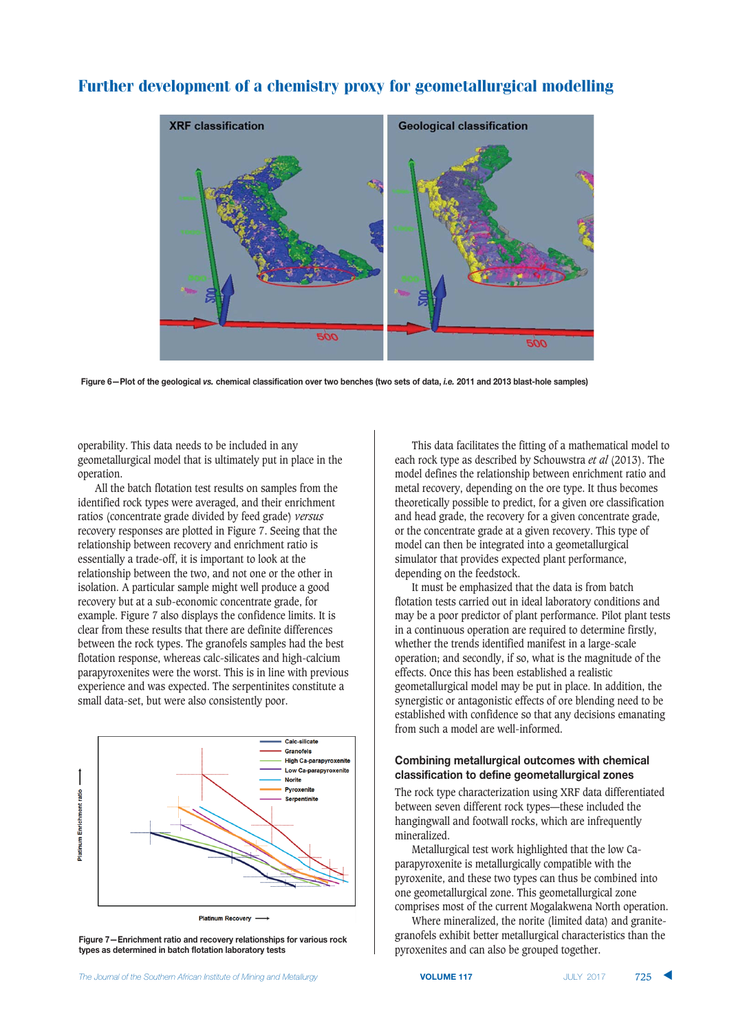Figure 6—Plot of the geological *vs.* chemical classification over two benches (two sets of data, *i.e.* 2011 and 2013 blast-hole samples)

operability. This data needs to be included in any geometallurgical model that is ultimately put in place in the operation.

All the batch flotation test results on samples from the identified rock types were averaged, and their enrichment ratios (concentrate grade divided by feed grade) *versus* recovery responses are plotted in Figure 7. Seeing that the relationship between recovery and enrichment ratio is essentially a trade-off, it is important to look at the relationship between the two, and not one or the other in isolation. A particular sample might well produce a good recovery but at a sub-economic concentrate grade, for example. Figure 7 also displays the confidence limits. It is clear from these results that there are definite differences between the rock types. The granofels samples had the best flotation response, whereas calc-silicates and high-calcium parapyroxenites were the worst. This is in line with previous experience and was expected. The serpentinites constitute a small data-set, but were also consistently poor.

Figure 7—Enrichment ratio and recovery relationships for various rock types as determined in batch flotation laboratory tests

This data facilitates the fitting of a mathematical model to each rock type as described by Schouwstra *et al* (2013). The model defines the relationship between enrichment ratio and metal recovery, depending on the ore type. It thus becomes theoretically possible to predict, for a given ore classification and head grade, the recovery for a given concentrate grade, or the concentrate grade at a given recovery. This type of model can then be integrated into a geometallurgical simulator that provides expected plant performance, depending on the feedstock.

It must be emphasized that the data is from batch flotation tests carried out in ideal laboratory conditions and may be a poor predictor of plant performance. Pilot plant tests in a continuous operation are required to determine firstly, whether the trends identified manifest in a large-scale operation; and secondly, if so, what is the magnitude of the effects. Once this has been established a realistic geometallurgical model may be put in place. In addition, the synergistic or antagonistic effects of ore blending need to be established with confidence so that any decisions emanating from such a model are well-informed.

### Combining metallurgical outcomes with chemical classification to define geometallurgical zones

The rock type characterization using XRF data differentiated between seven different rock types—these included the hangingwall and footwall rocks, which are infrequently mineralized.

Metallurgical test work highlighted that the low Ca-parapyroxenite is metallurgically compatible with the pyroxenite, and these two types can thus be combined into one geometallurgical zone. This geometallurgical zone comprises most of the current Mogalakwena North operation.

Where mineralized, the norite (limited data) and granite-granofels exhibit better metallurgical characteristics than the pyroxenites and can also be grouped together.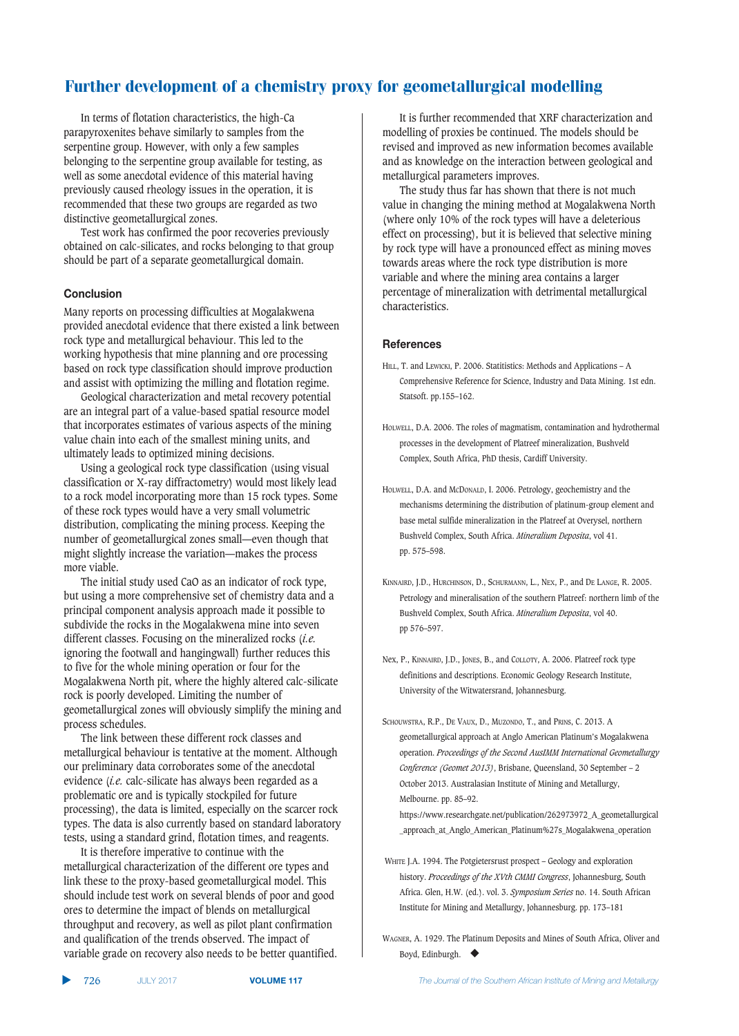In terms of flotation characteristics, the high-Ca parapyroxenites behave similarly to samples from the serpentine group. However, with only a few samples belonging to the serpentine group available for testing, as well as some anecdotal evidence of this material having previously caused rheology issues in the operation, it is recommended that these two groups are regarded as two distinctive geometallurgical zones.

Test work has confirmed the poor recoveries previously obtained on calc-silicates, and rocks belonging to that group should be part of a separate geometallurgical domain.

## Conclusion

Many reports on processing difficulties at Mogalakwena provided anecdotal evidence that there existed a link between rock type and metallurgical behaviour. This led to the working hypothesis that mine planning and ore processing based on rock type classification should improve production and assist with optimizing the milling and flotation regime.

Geological characterization and metal recovery potential are an integral part of a value-based spatial resource model that incorporates estimates of various aspects of the mining value chain into each of the smallest mining units, and ultimately leads to optimized mining decisions.

Using a geological rock type classification (using visual classification or X-ray diffractometry) would most likely lead to a rock model incorporating more than 15 rock types. Some of these rock types would have a very small volumetric distribution, complicating the mining process. Keeping the number of geometallurgical zones small—even though that might slightly increase the variation—makes the process more viable.

The initial study used CaO as an indicator of rock type, but using a more comprehensive set of chemistry data and a principal component analysis approach made it possible to subdivide the rocks in the Mogalakwena mine into seven different classes. Focusing on the mineralized rocks (*i.e.* ignoring the footwall and hangingwall) further reduces this to five for the whole mining operation or four for the Mogalakwena North pit, where the highly altered calc-silicate rock is poorly developed. Limiting the number of geometallurgical zones will obviously simplify the mining and process schedules.

The link between these different rock classes and metallurgical behaviour is tentative at the moment. Although our preliminary data corroborates some of the anecdotal evidence (*i.e.* calc-silicate has always been regarded as a problematic ore and is typically stockpiled for future processing), the data is limited, especially on the scarcer rock types. The data is also currently based on standard laboratory tests, using a standard grind, flotation times, and reagents.

It is therefore imperative to continue with the metallurgical characterization of the different ore types and link these to the proxy-based geometallurgical model. This should include test work on several blends of poor and good ores to determine the impact of blends on metallurgical throughput and recovery, as well as pilot plant confirmation and qualification of the trends observed. The impact of variable grade on recovery also needs to be better quantified.

It is further recommended that XRF characterization and modelling of proxies be continued. The models should be revised and improved as new information becomes available and as knowledge on the interaction between geological and metallurgical parameters improves.

The study thus far has shown that there is not much value in changing the mining method at Mogalakwena North (where only 10% of the rock types will have a deleterious effect on processing), but it is believed that selective mining by rock type will have a pronounced effect as mining moves towards areas where the rock type distribution is more variable and where the mining area contains a larger percentage of mineralization with detrimental metallurgical characteristics.

## References

Hill, T. and Lewicki, P. 2006. Statitistics: Methods and Applications – A Comprehensive Reference for Science, Industry and Data Mining. 1st edn. Statsoft. pp.155–162.

Holwell, D.A. 2006. The roles of magmatism, contamination and hydrothermal processes in the development of Platreef mineralization, Bushveld Complex, South Africa, PhD thesis, Cardiff University.

Holwell, D.A. and McDonald, I. 2006. Petrology, geochemistry and the mechanisms determining the distribution of platinum-group element and base metal sulfide mineralization in the Platreef at Overysel, northern Bushveld Complex, South Africa. *Mineralium Deposita*, vol 41. pp. 575–598.

Kinnaird, J.D., Hurchinson, D., Schurmann, L., Nex, P., and De Lange, R. 2005. Petrology and mineralisation of the southern Platreef: northern limb of the Bushveld Complex, South Africa. *Mineralium Deposita*, vol 40. pp 576–597.

Nex, P., Kinnaird, J.D., Jones, B., and Colloty, A. 2006. Platreef rock type definitions and descriptions. Economic Geology Research Institute, University of the Witwatersrand, Johannesburg.

Schouwstra, R.P., De Vaux, D., Muzondo, T., and Prins, C. 2013. A geometallurgical approach at Anglo American Platinum's Mogalakwena operation. *Proceedings of the Second AusIMM International Geometallurgy Conference (Geomet 2013)*, Brisbane, Queensland, 30 September – 2 October 2013. Australasian Institute of Mining and Metallurgy, Melbourne. pp. 85–92. https://www.researchgate.net/publication/262973972_A_geometallurgical_approach_at_Anglo_American_Platinum%27s_Mogalakwena_operation

White J.A. 1994. The Potgietersrust prospect – Geology and exploration history. *Proceedings of the XVth CMMI Congress*, Johannesburg, South Africa. Glen, H.W. (ed.). vol. 3. *Symposium Series* no. 14. South African Institute for Mining and Metallurgy, Johannesburg. pp. 173–181

Wagner, A. 1929. The Platinum Deposits and Mines of South Africa, Oliver and Boyd, Edinburgh. ◆